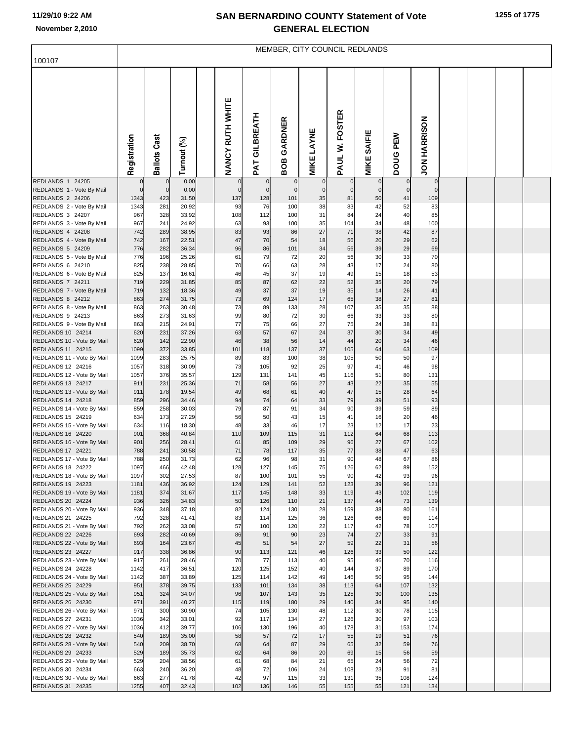# SAN BERNARDINO COUNTY Statement of Vote
# GENERAL ELECTION

11/29/10 9:22 AM
November 2,2010

100107

MEMBER, CITY COUNCIL REDLANDS

| | Registration | Ballots Cast | Turnout (%) | NANCY RUTH WHITE | PAT GILBREATH | BOB GARDNER | MIKE LAYNE | PAUL W. FOSTER | MIKE SAIFIE | DOUG PEW | JON HARRISON |
|---|---|---|---|---|---|---|---|---|---|---|---|
| REDLANDS 1 24205 | 0 | 0 | 0.00 | 0 | 0 | 0 | 0 | 0 | 0 | 0 | 0 |
| REDLANDS 1 - Vote By Mail | 0 | 0 | 0.00 | 0 | 0 | 0 | 0 | 0 | 0 | 0 | 0 |
| REDLANDS 2 24206 | 1343 | 423 | 31.50 | 137 | 128 | 101 | 35 | 81 | 50 | 41 | 109 |
| REDLANDS 2 - Vote By Mail | 1343 | 281 | 20.92 | 93 | 76 | 100 | 38 | 83 | 42 | 52 | 83 |
| REDLANDS 3 24207 | 967 | 328 | 33.92 | 108 | 112 | 100 | 31 | 84 | 24 | 40 | 85 |
| REDLANDS 3 - Vote By Mail | 967 | 241 | 24.92 | 63 | 93 | 100 | 35 | 104 | 34 | 48 | 100 |
| REDLANDS 4 24208 | 742 | 289 | 38.95 | 83 | 93 | 86 | 27 | 71 | 38 | 42 | 87 |
| REDLANDS 4 - Vote By Mail | 742 | 167 | 22.51 | 47 | 70 | 54 | 18 | 56 | 20 | 29 | 62 |
| REDLANDS 5 24209 | 776 | 282 | 36.34 | 96 | 86 | 101 | 34 | 56 | 39 | 29 | 69 |
| REDLANDS 5 - Vote By Mail | 776 | 196 | 25.26 | 61 | 79 | 72 | 20 | 56 | 30 | 33 | 70 |
| REDLANDS 6 24210 | 825 | 238 | 28.85 | 70 | 66 | 63 | 28 | 43 | 17 | 24 | 80 |
| REDLANDS 6 - Vote By Mail | 825 | 137 | 16.61 | 46 | 45 | 37 | 19 | 49 | 15 | 18 | 53 |
| REDLANDS 7 24211 | 719 | 229 | 31.85 | 85 | 87 | 62 | 22 | 52 | 35 | 20 | 79 |
| REDLANDS 7 - Vote By Mail | 719 | 132 | 18.36 | 49 | 37 | 37 | 19 | 35 | 14 | 26 | 41 |
| REDLANDS 8 24212 | 863 | 274 | 31.75 | 73 | 69 | 124 | 17 | 65 | 38 | 27 | 81 |
| REDLANDS 8 - Vote By Mail | 863 | 263 | 30.48 | 73 | 89 | 133 | 28 | 107 | 35 | 35 | 88 |
| REDLANDS 9 24213 | 863 | 273 | 31.63 | 99 | 80 | 72 | 30 | 66 | 33 | 33 | 80 |
| REDLANDS 9 - Vote By Mail | 863 | 215 | 24.91 | 77 | 75 | 66 | 27 | 75 | 24 | 38 | 81 |
| REDLANDS 10 24214 | 620 | 231 | 37.26 | 63 | 57 | 67 | 24 | 37 | 30 | 34 | 49 |
| REDLANDS 10 - Vote By Mail | 620 | 142 | 22.90 | 46 | 38 | 56 | 14 | 44 | 20 | 34 | 46 |
| REDLANDS 11 24215 | 1099 | 372 | 33.85 | 101 | 118 | 137 | 37 | 105 | 64 | 63 | 109 |
| REDLANDS 11 - Vote By Mail | 1099 | 283 | 25.75 | 89 | 83 | 100 | 38 | 105 | 50 | 50 | 97 |
| REDLANDS 12 24216 | 1057 | 318 | 30.09 | 73 | 105 | 92 | 25 | 97 | 41 | 46 | 98 |
| REDLANDS 12 - Vote By Mail | 1057 | 376 | 35.57 | 129 | 131 | 141 | 45 | 116 | 51 | 80 | 131 |
| REDLANDS 13 24217 | 911 | 231 | 25.36 | 71 | 58 | 56 | 27 | 43 | 22 | 35 | 55 |
| REDLANDS 13 - Vote By Mail | 911 | 178 | 19.54 | 49 | 68 | 61 | 40 | 47 | 15 | 28 | 64 |
| REDLANDS 14 24218 | 859 | 296 | 34.46 | 94 | 74 | 64 | 33 | 79 | 39 | 51 | 93 |
| REDLANDS 14 - Vote By Mail | 859 | 258 | 30.03 | 79 | 87 | 91 | 34 | 90 | 39 | 59 | 89 |
| REDLANDS 15 24219 | 634 | 173 | 27.29 | 56 | 50 | 43 | 15 | 41 | 16 | 20 | 46 |
| REDLANDS 15 - Vote By Mail | 634 | 116 | 18.30 | 48 | 33 | 46 | 17 | 23 | 12 | 17 | 23 |
| REDLANDS 16 24220 | 901 | 368 | 40.84 | 110 | 109 | 115 | 31 | 112 | 64 | 68 | 113 |
| REDLANDS 16 - Vote By Mail | 901 | 256 | 28.41 | 61 | 85 | 109 | 29 | 96 | 27 | 67 | 102 |
| REDLANDS 17 24221 | 788 | 241 | 30.58 | 71 | 78 | 117 | 35 | 77 | 38 | 47 | 63 |
| REDLANDS 17 - Vote By Mail | 788 | 250 | 31.73 | 62 | 96 | 98 | 31 | 90 | 48 | 67 | 86 |
| REDLANDS 18 24222 | 1097 | 466 | 42.48 | 128 | 127 | 145 | 75 | 126 | 62 | 89 | 152 |
| REDLANDS 18 - Vote By Mail | 1097 | 302 | 27.53 | 87 | 100 | 101 | 55 | 90 | 42 | 93 | 96 |
| REDLANDS 19 24223 | 1181 | 436 | 36.92 | 124 | 129 | 141 | 52 | 123 | 39 | 96 | 121 |
| REDLANDS 19 - Vote By Mail | 1181 | 374 | 31.67 | 117 | 145 | 148 | 33 | 119 | 43 | 102 | 119 |
| REDLANDS 20 24224 | 936 | 326 | 34.83 | 50 | 126 | 110 | 21 | 137 | 44 | 73 | 139 |
| REDLANDS 20 - Vote By Mail | 936 | 348 | 37.18 | 82 | 124 | 130 | 28 | 159 | 38 | 80 | 161 |
| REDLANDS 21 24225 | 792 | 328 | 41.41 | 83 | 114 | 125 | 36 | 126 | 66 | 69 | 114 |
| REDLANDS 21 - Vote By Mail | 792 | 262 | 33.08 | 57 | 100 | 120 | 22 | 117 | 42 | 78 | 107 |
| REDLANDS 22 24226 | 693 | 282 | 40.69 | 86 | 91 | 90 | 23 | 74 | 27 | 33 | 91 |
| REDLANDS 22 - Vote By Mail | 693 | 164 | 23.67 | 45 | 51 | 54 | 27 | 59 | 22 | 31 | 56 |
| REDLANDS 23 24227 | 917 | 338 | 36.86 | 90 | 113 | 121 | 46 | 126 | 33 | 50 | 122 |
| REDLANDS 23 - Vote By Mail | 917 | 261 | 28.46 | 70 | 77 | 113 | 40 | 95 | 46 | 70 | 116 |
| REDLANDS 24 24228 | 1142 | 417 | 36.51 | 120 | 125 | 152 | 40 | 144 | 37 | 89 | 170 |
| REDLANDS 24 - Vote By Mail | 1142 | 387 | 33.89 | 125 | 114 | 142 | 49 | 146 | 50 | 95 | 144 |
| REDLANDS 25 24229 | 951 | 378 | 39.75 | 133 | 101 | 134 | 38 | 113 | 64 | 107 | 132 |
| REDLANDS 25 - Vote By Mail | 951 | 324 | 34.07 | 96 | 107 | 143 | 35 | 125 | 30 | 100 | 135 |
| REDLANDS 26 24230 | 971 | 391 | 40.27 | 115 | 119 | 180 | 29 | 140 | 34 | 95 | 140 |
| REDLANDS 26 - Vote By Mail | 971 | 300 | 30.90 | 74 | 105 | 130 | 48 | 112 | 30 | 78 | 115 |
| REDLANDS 27 24231 | 1036 | 342 | 33.01 | 92 | 117 | 134 | 27 | 126 | 30 | 97 | 103 |
| REDLANDS 27 - Vote By Mail | 1036 | 412 | 39.77 | 106 | 130 | 196 | 40 | 178 | 31 | 153 | 174 |
| REDLANDS 28 24232 | 540 | 189 | 35.00 | 58 | 57 | 72 | 17 | 55 | 19 | 51 | 76 |
| REDLANDS 28 - Vote By Mail | 540 | 209 | 38.70 | 68 | 64 | 87 | 29 | 65 | 32 | 59 | 76 |
| REDLANDS 29 24233 | 529 | 189 | 35.73 | 62 | 64 | 86 | 20 | 69 | 15 | 56 | 59 |
| REDLANDS 29 - Vote By Mail | 529 | 204 | 38.56 | 61 | 68 | 84 | 21 | 65 | 24 | 56 | 72 |
| REDLANDS 30 24234 | 663 | 240 | 36.20 | 48 | 72 | 106 | 24 | 108 | 23 | 91 | 81 |
| REDLANDS 30 - Vote By Mail | 663 | 277 | 41.78 | 42 | 97 | 115 | 33 | 131 | 35 | 108 | 124 |
| REDLANDS 31 24235 | 1255 | 407 | 32.43 | 102 | 136 | 146 | 55 | 155 | 55 | 121 | 134 |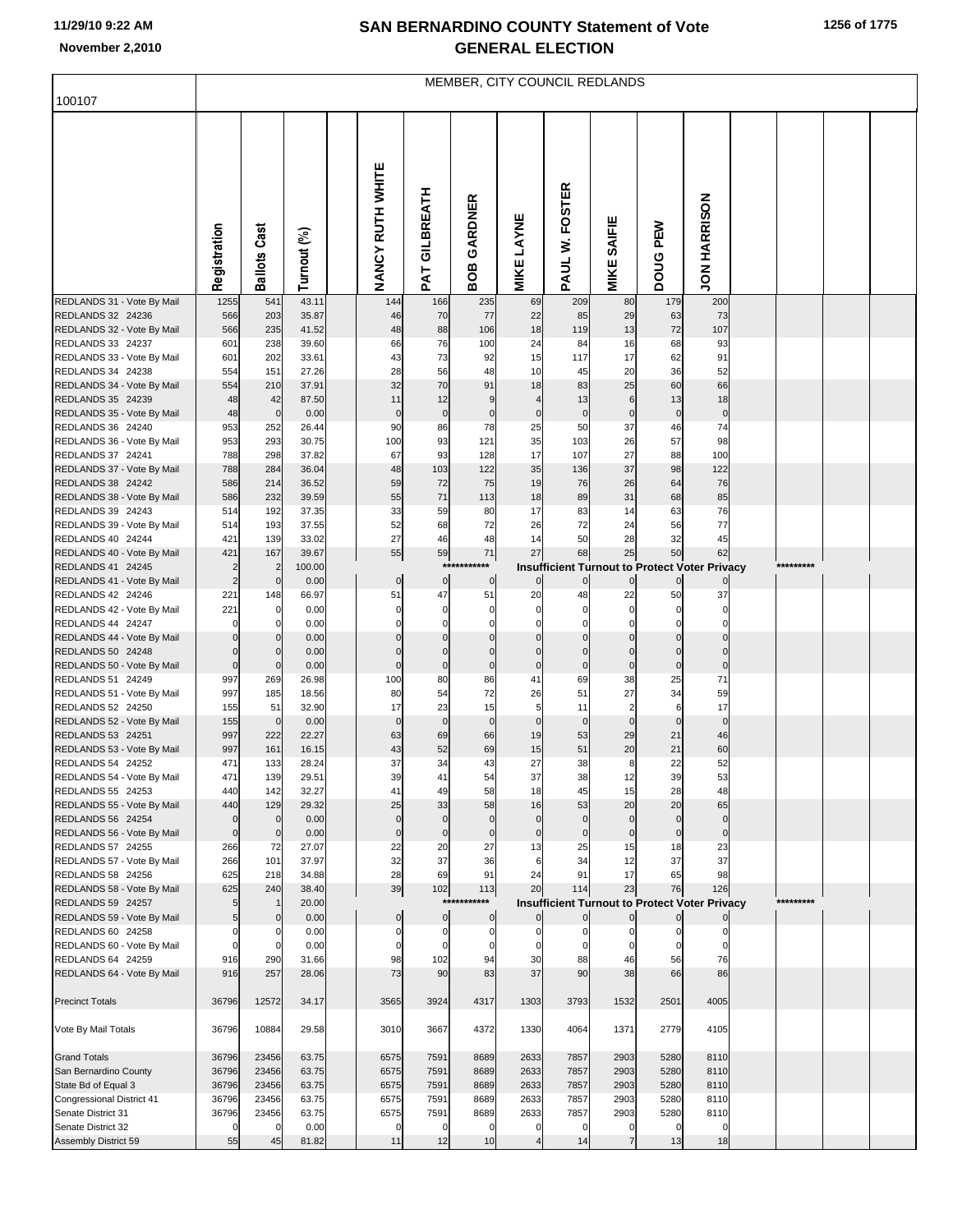# SAN BERNARDINO COUNTY Statement of Vote
# GENERAL ELECTION

11/29/10 9:22 AM
November 2,2010

## MEMBER, CITY COUNCIL REDLANDS

100107

| | Registration | Ballots Cast | Turnout (%) | | NANCY RUTH WHITE | PAT GILBREATH | BOB GARDNER | MIKE LAYNE | PAUL W. FOSTER | MIKE SAIFIE | DOUG PEW | JON HARRISON | | | | |
|---|---|---|---|---|---|---|---|---|---|---|---|---|---|---|---|---|
| REDLANDS 31 - Vote By Mail | 1255 | 541 | 43.11 | | 144 | 166 | 235 | 69 | 209 | 80 | 179 | 200 | | | | |
| REDLANDS 32 24236 | 566 | 203 | 35.87 | | 46 | 70 | 77 | 22 | 85 | 29 | 63 | 73 | | | | |
| REDLANDS 32 - Vote By Mail | 566 | 235 | 41.52 | | 48 | 88 | 106 | 18 | 119 | 13 | 72 | 107 | | | | |
| REDLANDS 33 24237 | 601 | 238 | 39.60 | | 66 | 76 | 100 | 24 | 84 | 16 | 68 | 93 | | | | |
| REDLANDS 33 - Vote By Mail | 601 | 202 | 33.61 | | 43 | 73 | 92 | 15 | 117 | 17 | 62 | 91 | | | | |
| REDLANDS 34 24238 | 554 | 151 | 27.26 | | 28 | 56 | 48 | 10 | 45 | 20 | 36 | 52 | | | | |
| REDLANDS 34 - Vote By Mail | 554 | 210 | 37.91 | | 32 | 70 | 91 | 18 | 83 | 25 | 60 | 66 | | | | |
| REDLANDS 35 24239 | 48 | 42 | 87.50 | | 11 | 12 | 9 | 4 | 13 | 6 | 13 | 18 | | | | |
| REDLANDS 35 - Vote By Mail | 48 | 0 | 0.00 | | 0 | 0 | 0 | 0 | 0 | 0 | 0 | 0 | | | | |
| REDLANDS 36 24240 | 953 | 252 | 26.44 | | 90 | 86 | 78 | 25 | 50 | 37 | 46 | 74 | | | | |
| REDLANDS 36 - Vote By Mail | 953 | 293 | 30.75 | | 100 | 93 | 121 | 35 | 103 | 26 | 57 | 98 | | | | |
| REDLANDS 37 24241 | 788 | 298 | 37.82 | | 67 | 93 | 128 | 17 | 107 | 27 | 88 | 100 | | | | |
| REDLANDS 37 - Vote By Mail | 788 | 284 | 36.04 | | 48 | 103 | 122 | 35 | 136 | 37 | 98 | 122 | | | | |
| REDLANDS 38 24242 | 586 | 214 | 36.52 | | 59 | 72 | 75 | 19 | 76 | 26 | 64 | 76 | | | | |
| REDLANDS 38 - Vote By Mail | 586 | 232 | 39.59 | | 55 | 71 | 113 | 18 | 89 | 31 | 68 | 85 | | | | |
| REDLANDS 39 24243 | 514 | 192 | 37.35 | | 33 | 59 | 80 | 17 | 83 | 14 | 63 | 76 | | | | |
| REDLANDS 39 - Vote By Mail | 514 | 193 | 37.55 | | 52 | 68 | 72 | 26 | 72 | 24 | 56 | 77 | | | | |
| REDLANDS 40 24244 | 421 | 139 | 33.02 | | 27 | 46 | 48 | 14 | 50 | 28 | 32 | 45 | | | | |
| REDLANDS 40 - Vote By Mail | 421 | 167 | 39.67 | | 55 | 59 | 71 | 27 | 68 | 25 | 50 | 62 | | | | |
| REDLANDS 41 24245 | 2 | 2 | 100.00 | | | | *********** | Insufficient Turnout to Protect Voter Privacy | | | | | | ********* | | |
| REDLANDS 41 - Vote By Mail | 2 | 0 | 0.00 | | 0 | 0 | 0 | 0 | 0 | 0 | 0 | 0 | | | | |
| REDLANDS 42 24246 | 221 | 148 | 66.97 | | 51 | 47 | 51 | 20 | 48 | 22 | 50 | 37 | | | | |
| REDLANDS 42 - Vote By Mail | 221 | 0 | 0.00 | | 0 | 0 | 0 | 0 | 0 | 0 | 0 | 0 | | | | |
| REDLANDS 44 24247 | 0 | 0 | 0.00 | | 0 | 0 | 0 | 0 | 0 | 0 | 0 | 0 | | | | |
| REDLANDS 44 - Vote By Mail | 0 | 0 | 0.00 | | 0 | 0 | 0 | 0 | 0 | 0 | 0 | 0 | | | | |
| REDLANDS 50 24248 | 0 | 0 | 0.00 | | 0 | 0 | 0 | 0 | 0 | 0 | 0 | 0 | | | | |
| REDLANDS 50 - Vote By Mail | 0 | 0 | 0.00 | | 0 | 0 | 0 | 0 | 0 | 0 | 0 | 0 | | | | |
| REDLANDS 51 24249 | 997 | 269 | 26.98 | | 100 | 80 | 86 | 41 | 69 | 38 | 25 | 71 | | | | |
| REDLANDS 51 - Vote By Mail | 997 | 185 | 18.56 | | 80 | 54 | 72 | 26 | 51 | 27 | 34 | 59 | | | | |
| REDLANDS 52 24250 | 155 | 51 | 32.90 | | 17 | 23 | 15 | 5 | 11 | 2 | 6 | 17 | | | | |
| REDLANDS 52 - Vote By Mail | 155 | 0 | 0.00 | | 0 | 0 | 0 | 0 | 0 | 0 | 0 | 0 | | | | |
| REDLANDS 53 24251 | 997 | 222 | 22.27 | | 63 | 69 | 66 | 19 | 53 | 29 | 21 | 46 | | | | |
| REDLANDS 53 - Vote By Mail | 997 | 161 | 16.15 | | 43 | 52 | 69 | 15 | 51 | 20 | 21 | 60 | | | | |
| REDLANDS 54 24252 | 471 | 133 | 28.24 | | 37 | 34 | 43 | 27 | 38 | 8 | 22 | 52 | | | | |
| REDLANDS 54 - Vote By Mail | 471 | 139 | 29.51 | | 39 | 41 | 54 | 37 | 38 | 12 | 39 | 53 | | | | |
| REDLANDS 55 24253 | 440 | 142 | 32.27 | | 41 | 49 | 58 | 18 | 45 | 15 | 28 | 48 | | | | |
| REDLANDS 55 - Vote By Mail | 440 | 129 | 29.32 | | 25 | 33 | 58 | 16 | 53 | 20 | 20 | 65 | | | | |
| REDLANDS 56 24254 | 0 | 0 | 0.00 | | 0 | 0 | 0 | 0 | 0 | 0 | 0 | 0 | | | | |
| REDLANDS 56 - Vote By Mail | 0 | 0 | 0.00 | | 0 | 0 | 0 | 0 | 0 | 0 | 0 | 0 | | | | |
| REDLANDS 57 24255 | 266 | 72 | 27.07 | | 22 | 20 | 27 | 13 | 25 | 15 | 18 | 23 | | | | |
| REDLANDS 57 - Vote By Mail | 266 | 101 | 37.97 | | 32 | 37 | 36 | 6 | 34 | 12 | 37 | 37 | | | | |
| REDLANDS 58 24256 | 625 | 218 | 34.88 | | 28 | 69 | 91 | 24 | 91 | 17 | 65 | 98 | | | | |
| REDLANDS 58 - Vote By Mail | 625 | 240 | 38.40 | | 39 | 102 | 113 | 20 | 114 | 23 | 76 | 126 | | | | |
| REDLANDS 59 24257 | 5 | 1 | 20.00 | | | | *********** | Insufficient Turnout to Protect Voter Privacy | | | | | | ********* | | |
| REDLANDS 59 - Vote By Mail | 5 | 0 | 0.00 | | 0 | 0 | 0 | 0 | 0 | 0 | 0 | 0 | | | | |
| REDLANDS 60 24258 | 0 | 0 | 0.00 | | 0 | 0 | 0 | 0 | 0 | 0 | 0 | 0 | | | | |
| REDLANDS 60 - Vote By Mail | 0 | 0 | 0.00 | | 0 | 0 | 0 | 0 | 0 | 0 | 0 | 0 | | | | |
| REDLANDS 64 24259 | 916 | 290 | 31.66 | | 98 | 102 | 94 | 30 | 88 | 46 | 56 | 76 | | | | |
| REDLANDS 64 - Vote By Mail | 916 | 257 | 28.06 | | 73 | 90 | 83 | 37 | 90 | 38 | 66 | 86 | | | | |
| Precinct Totals | 36796 | 12572 | 34.17 | | 3565 | 3924 | 4317 | 1303 | 3793 | 1532 | 2501 | 4005 | | | | |
| Vote By Mail Totals | 36796 | 10884 | 29.58 | | 3010 | 3667 | 4372 | 1330 | 4064 | 1371 | 2779 | 4105 | | | | |
| Grand Totals | 36796 | 23456 | 63.75 | | 6575 | 7591 | 8689 | 2633 | 7857 | 2903 | 5280 | 8110 | | | | |
| San Bernardino County | 36796 | 23456 | 63.75 | | 6575 | 7591 | 8689 | 2633 | 7857 | 2903 | 5280 | 8110 | | | | |
| State Bd of Equal 3 | 36796 | 23456 | 63.75 | | 6575 | 7591 | 8689 | 2633 | 7857 | 2903 | 5280 | 8110 | | | | |
| Congressional District 41 | 36796 | 23456 | 63.75 | | 6575 | 7591 | 8689 | 2633 | 7857 | 2903 | 5280 | 8110 | | | | |
| Senate District 31 | 36796 | 23456 | 63.75 | | 6575 | 7591 | 8689 | 2633 | 7857 | 2903 | 5280 | 8110 | | | | |
| Senate District 32 | 0 | 0 | 0.00 | | 0 | 0 | 0 | 0 | 0 | 0 | 0 | 0 | | | | |
| Assembly District 59 | 55 | 45 | 81.82 | | 11 | 12 | 10 | 4 | 14 | 7 | 13 | 18 | | | | |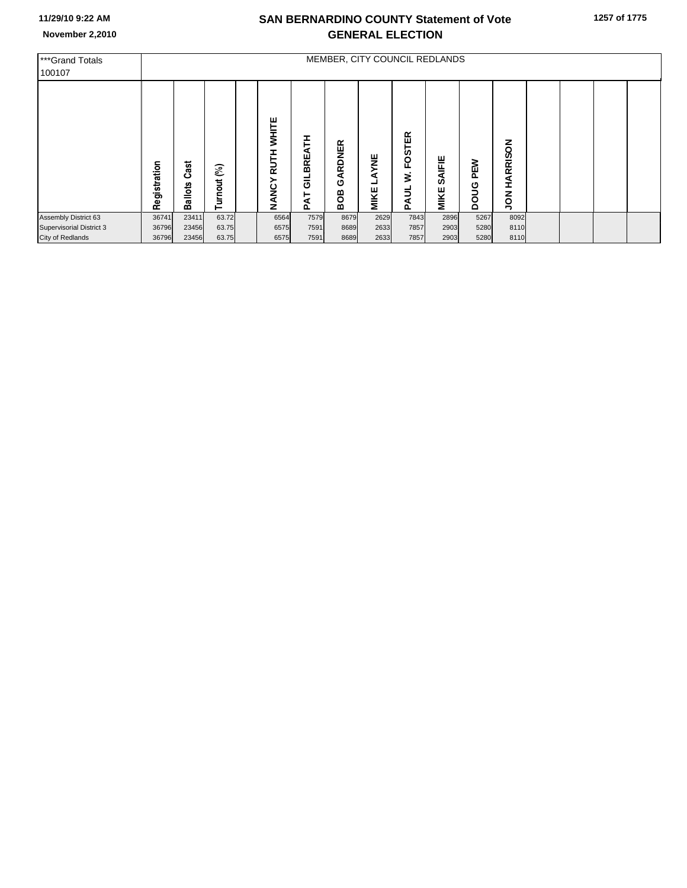# SAN BERNARDINO COUNTY Statement of Vote

## GENERAL ELECTION

11/29/10 9:22 AM

November 2,2010

| ***Grand Totals 100107 | MEMBER, CITY COUNCIL REDLANDS | | | | | | | | | | | | | | | |
|---|---|---|---|---|---|---|---|---|---|---|---|---|---|---|---|---|
| | Registration | Ballots Cast | Turnout (%) | | NANCY RUTH WHITE | PAT GILBREATH | BOB GARDNER | MIKE LAYNE | PAUL W. FOSTER | MIKE SAIFIE | DOUG PEW | JON HARRISON | | | | |
| Assembly District 63 | 36741 | 23411 | 63.72 | | 6564 | 7579 | 8679 | 2629 | 7843 | 2896 | 5267 | 8092 | | | | |
| Supervisorial District 3 | 36796 | 23456 | 63.75 | | 6575 | 7591 | 8689 | 2633 | 7857 | 2903 | 5280 | 8110 | | | | |
| City of Redlands | 36796 | 23456 | 63.75 | | 6575 | 7591 | 8689 | 2633 | 7857 | 2903 | 5280 | 8110 | | | | |